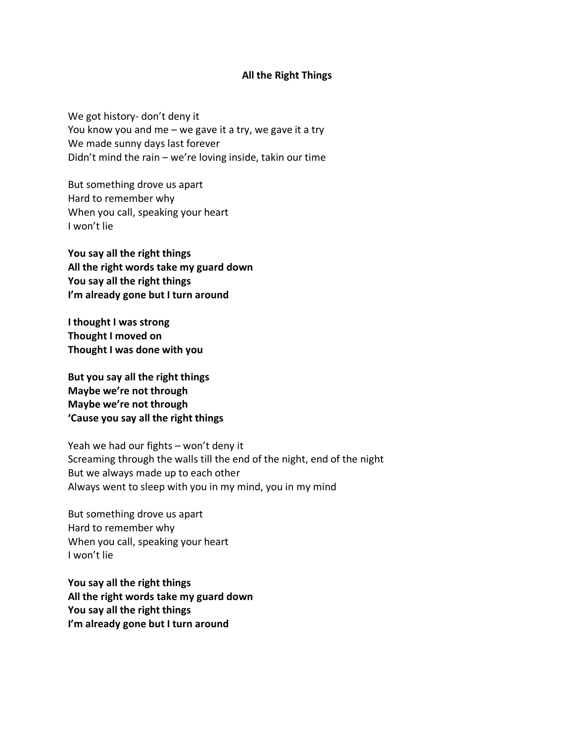# All the Right Things

We got history- don't deny it
You know you and me – we gave it a try, we gave it a try
We made sunny days last forever
Didn't mind the rain – we're loving inside, takin our time

But something drove us apart
Hard to remember why
When you call, speaking your heart
I won't lie

**You say all the right things**
**All the right words take my guard down**
**You say all the right things**
**I'm already gone but I turn around**

**I thought I was strong**
**Thought I moved on**
**Thought I was done with you**

**But you say all the right things**
**Maybe we're not through**
**Maybe we're not through**
**'Cause you say all the right things**

Yeah we had our fights – won't deny it
Screaming through the walls till the end of the night, end of the night
But we always made up to each other
Always went to sleep with you in my mind, you in my mind

But something drove us apart
Hard to remember why
When you call, speaking your heart
I won't lie

**You say all the right things**
**All the right words take my guard down**
**You say all the right things**
**I'm already gone but I turn around**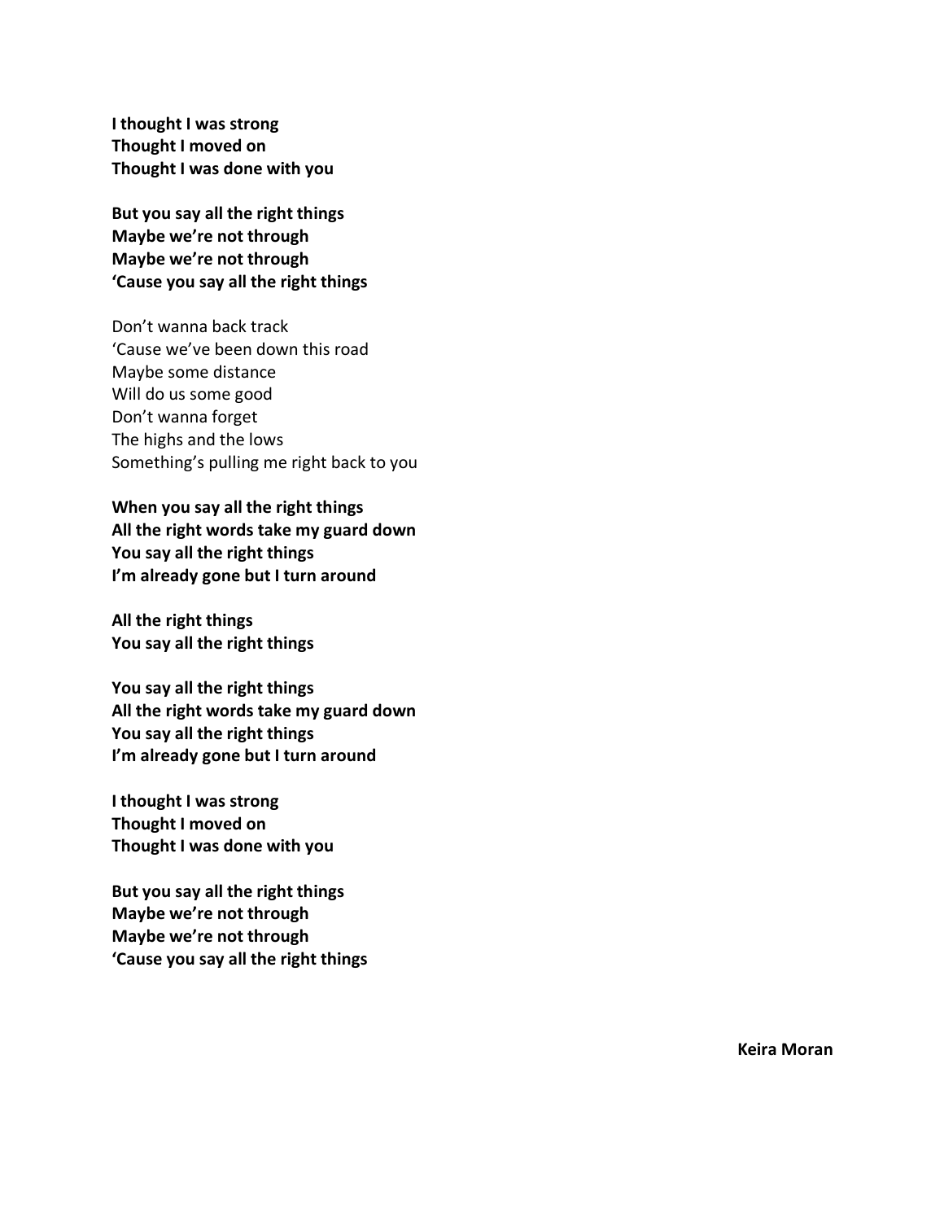**I thought I was strong**
**Thought I moved on**
**Thought I was done with you**

**But you say all the right things**
**Maybe we're not through**
**Maybe we're not through**
**'Cause you say all the right things**

Don't wanna back track
'Cause we've been down this road
Maybe some distance
Will do us some good
Don't wanna forget
The highs and the lows
Something's pulling me right back to you

**When you say all the right things**
**All the right words take my guard down**
**You say all the right things**
**I'm already gone but I turn around**

**All the right things**
**You say all the right things**

**You say all the right things**
**All the right words take my guard down**
**You say all the right things**
**I'm already gone but I turn around**

**I thought I was strong**
**Thought I moved on**
**Thought I was done with you**

**But you say all the right things**
**Maybe we're not through**
**Maybe we're not through**
**'Cause you say all the right things**

**Keira Moran**